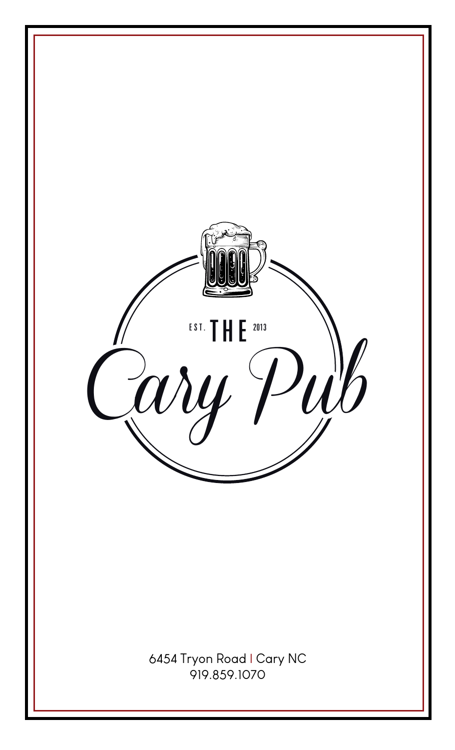EST. THE 2013

# Cary Pub

6454 Tryon Road | Cary NC
919.859.1070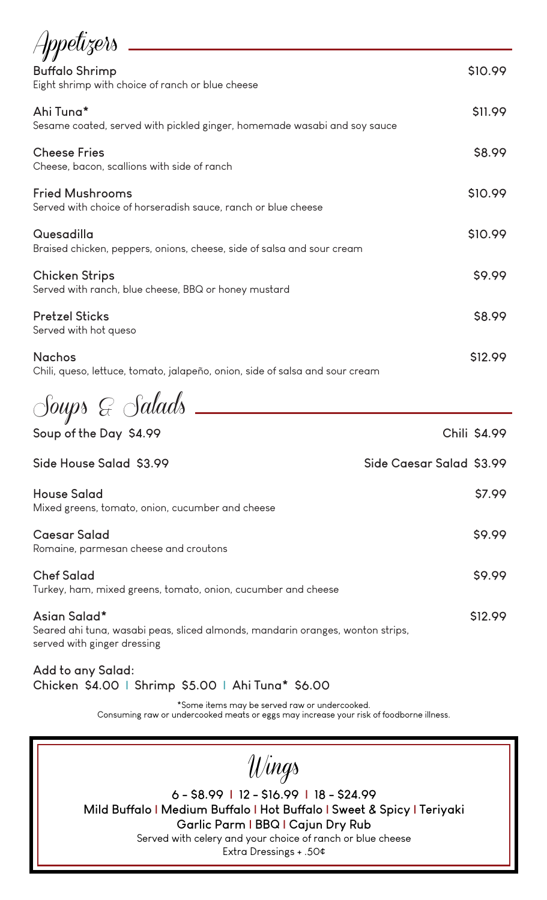# Appetizers

**Buffalo Shrimp** $10.99
Eight shrimp with choice of ranch or blue cheese

**Ahi Tuna*** $11.99
Sesame coated, served with pickled ginger, homemade wasabi and soy sauce

**Cheese Fries** $8.99
Cheese, bacon, scallions with side of ranch

**Fried Mushrooms** $10.99
Served with choice of horseradish sauce, ranch or blue cheese

**Quesadilla** $10.99
Braised chicken, peppers, onions, cheese, side of salsa and sour cream

**Chicken Strips** $9.99
Served with ranch, blue cheese, BBQ or honey mustard

**Pretzel Sticks** $8.99
Served with hot queso

**Nachos** $12.99
Chili, queso, lettuce, tomato, jalapeño, onion, side of salsa and sour cream

# Soups & Salads

**Soup of the Day $4.99** **Chili $4.99**

**Side House Salad $3.99** **Side Caesar Salad $3.99**

**House Salad** $7.99
Mixed greens, tomato, onion, cucumber and cheese

**Caesar Salad** $9.99
Romaine, parmesan cheese and croutons

**Chef Salad** $9.99
Turkey, ham, mixed greens, tomato, onion, cucumber and cheese

**Asian Salad*** $12.99
Seared ahi tuna, wasabi peas, sliced almonds, mandarin oranges, wonton strips, served with ginger dressing

**Add to any Salad:**
**Chicken $4.00 | Shrimp $5.00 | Ahi Tuna* $6.00**

*Some items may be served raw or undercooked.
Consuming raw or undercooked meats or eggs may increase your risk of foodborne illness.

# Wings

**6 - $8.99 | 12 - $16.99 | 18 - $24.99**
**Mild Buffalo | Medium Buffalo | Hot Buffalo | Sweet & Spicy | Teriyaki**
**Garlic Parm | BBQ | Cajun Dry Rub**
Served with celery and your choice of ranch or blue cheese
Extra Dressings + .50¢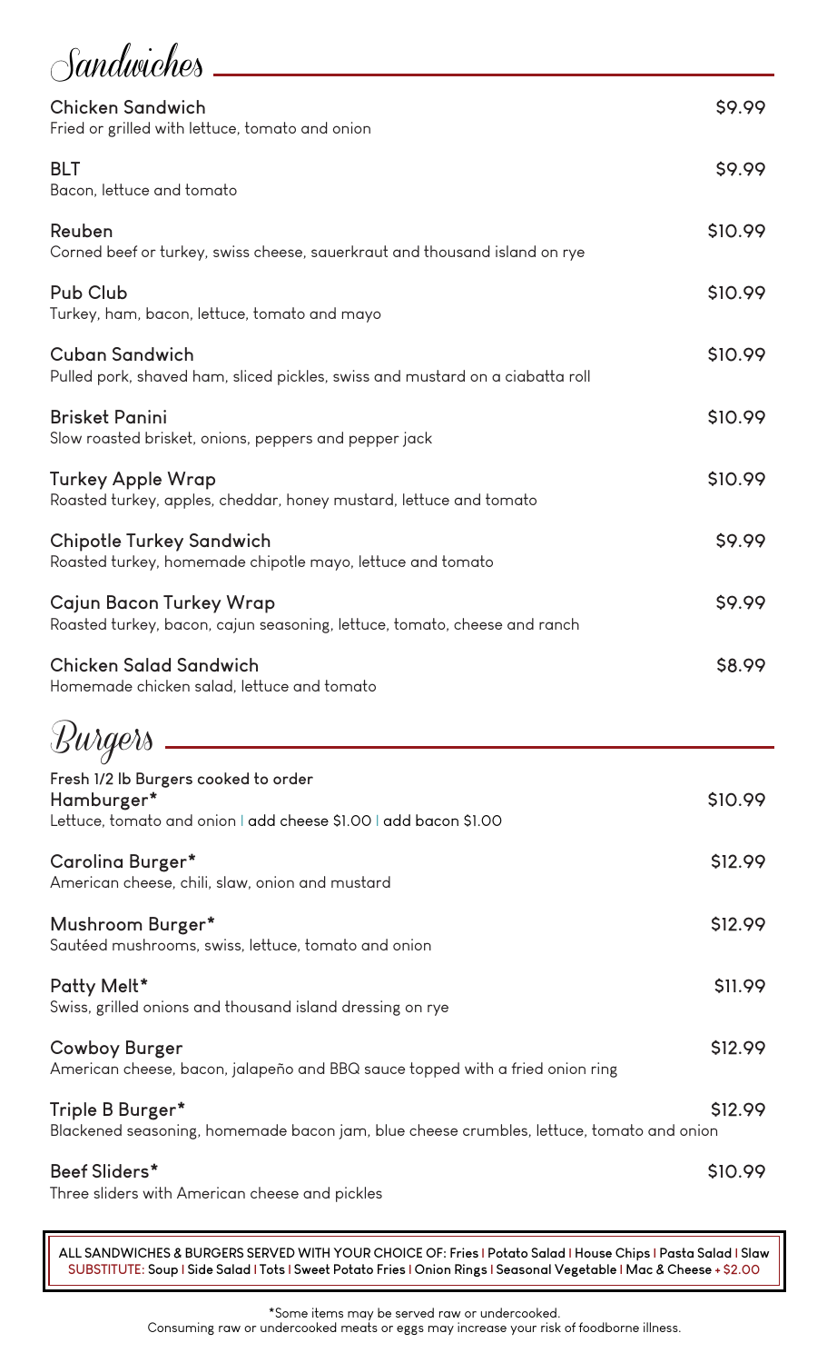## Sandwiches

**Chicken Sandwich** — $9.99
Fried or grilled with lettuce, tomato and onion

**BLT** — $9.99
Bacon, lettuce and tomato

**Reuben** — $10.99
Corned beef or turkey, swiss cheese, sauerkraut and thousand island on rye

**Pub Club** — $10.99
Turkey, ham, bacon, lettuce, tomato and mayo

**Cuban Sandwich** — $10.99
Pulled pork, shaved ham, sliced pickles, swiss and mustard on a ciabatta roll

**Brisket Panini** — $10.99
Slow roasted brisket, onions, peppers and pepper jack

**Turkey Apple Wrap** — $10.99
Roasted turkey, apples, cheddar, honey mustard, lettuce and tomato

**Chipotle Turkey Sandwich** — $9.99
Roasted turkey, homemade chipotle mayo, lettuce and tomato

**Cajun Bacon Turkey Wrap** — $9.99
Roasted turkey, bacon, cajun seasoning, lettuce, tomato, cheese and ranch

**Chicken Salad Sandwich** — $8.99
Homemade chicken salad, lettuce and tomato

## Burgers

Fresh 1/2 lb Burgers cooked to order

**Hamburger*** — $10.99
Lettuce, tomato and onion | add cheese $1.00 | add bacon $1.00

**Carolina Burger*** — $12.99
American cheese, chili, slaw, onion and mustard

**Mushroom Burger*** — $12.99
Sautéed mushrooms, swiss, lettuce, tomato and onion

**Patty Melt*** — $11.99
Swiss, grilled onions and thousand island dressing on rye

**Cowboy Burger** — $12.99
American cheese, bacon, jalapeño and BBQ sauce topped with a fried onion ring

**Triple B Burger*** — $12.99
Blackened seasoning, homemade bacon jam, blue cheese crumbles, lettuce, tomato and onion

**Beef Sliders*** — $10.99
Three sliders with American cheese and pickles

**ALL SANDWICHES & BURGERS SERVED WITH YOUR CHOICE OF:** Fries | Potato Salad | House Chips | Pasta Salad | Slaw
**SUBSTITUTE:** Soup | Side Salad | Tots | Sweet Potato Fries | Onion Rings | Seasonal Vegetable | Mac & Cheese + $2.00

*Some items may be served raw or undercooked.
Consuming raw or undercooked meats or eggs may increase your risk of foodborne illness.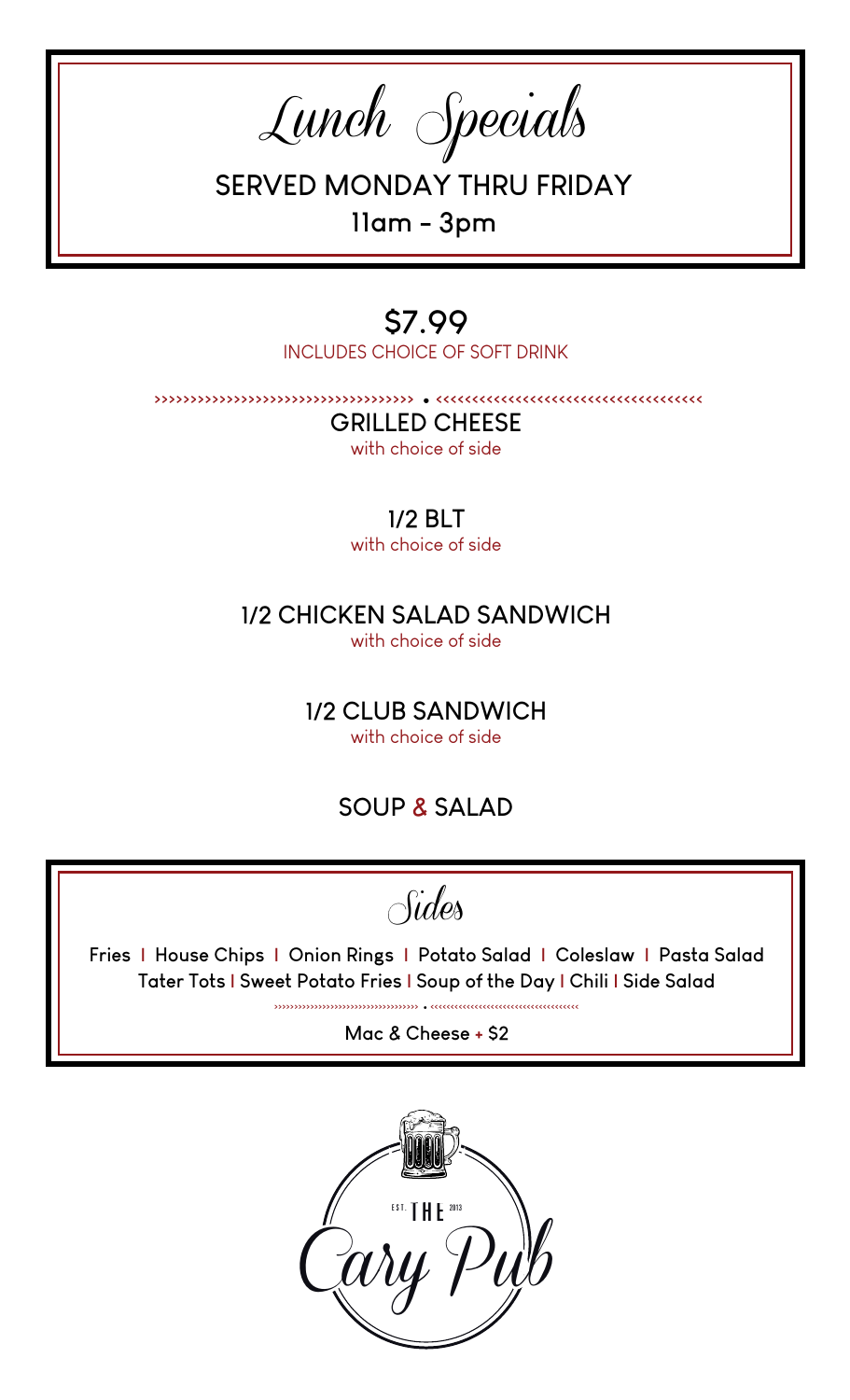# Lunch Specials

**SERVED MONDAY THRU FRIDAY**

**11am - 3pm**

## $7.99

INCLUDES CHOICE OF SOFT DRINK

### GRILLED CHEESE
with choice of side

### 1/2 BLT
with choice of side

### 1/2 CHICKEN SALAD SANDWICH
with choice of side

### 1/2 CLUB SANDWICH
with choice of side

### SOUP & SALAD

## Sides

Fries | House Chips | Onion Rings | Potato Salad | Coleslaw | Pasta Salad
Tater Tots | Sweet Potato Fries | Soup of the Day | Chili | Side Salad

Mac & Cheese + $2

EST. THE 2013

Cary Pub